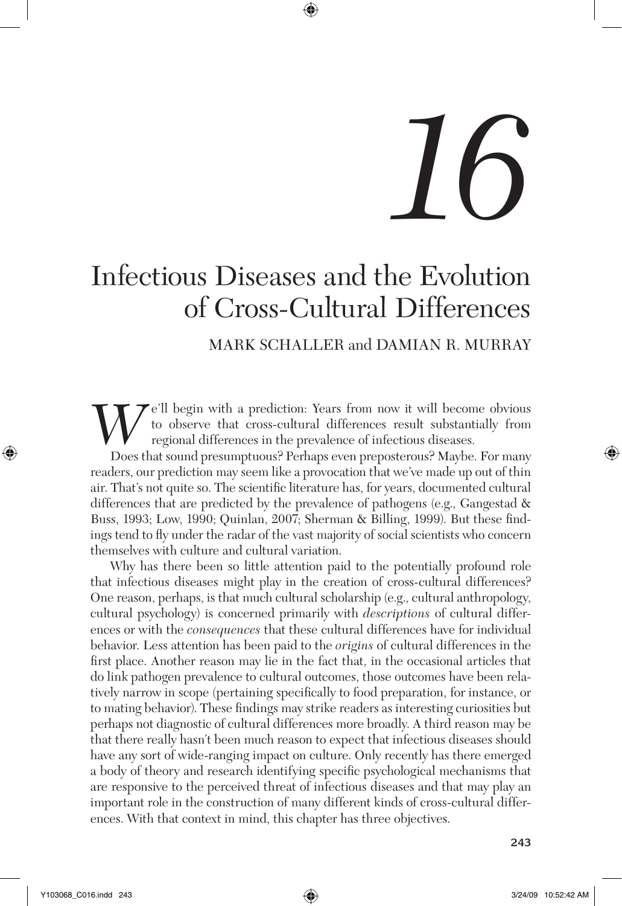# 16

# Infectious Diseases and the Evolution of Cross-Cultural Differences

MARK SCHALLER and DAMIAN R. MURRAY

We'll begin with a prediction: Years from now it will become obvious to observe that cross-cultural differences result substantially from regional differences in the prevalence of infectious diseases.

Does that sound presumptuous? Perhaps even preposterous? Maybe. For many readers, our prediction may seem like a provocation that we've made up out of thin air. That's not quite so. The scientific literature has, for years, documented cultural differences that are predicted by the prevalence of pathogens (e.g., Gangestad & Buss, 1993; Low, 1990; Quinlan, 2007; Sherman & Billing, 1999). But these findings tend to fly under the radar of the vast majority of social scientists who concern themselves with culture and cultural variation.

Why has there been so little attention paid to the potentially profound role that infectious diseases might play in the creation of cross-cultural differences? One reason, perhaps, is that much cultural scholarship (e.g., cultural anthropology, cultural psychology) is concerned primarily with *descriptions* of cultural differences or with the *consequences* that these cultural differences have for individual behavior. Less attention has been paid to the *origins* of cultural differences in the first place. Another reason may lie in the fact that, in the occasional articles that do link pathogen prevalence to cultural outcomes, those outcomes have been relatively narrow in scope (pertaining specifically to food preparation, for instance, or to mating behavior). These findings may strike readers as interesting curiosities but perhaps not diagnostic of cultural differences more broadly. A third reason may be that there really hasn't been much reason to expect that infectious diseases should have any sort of wide-ranging impact on culture. Only recently has there emerged a body of theory and research identifying specific psychological mechanisms that are responsive to the perceived threat of infectious diseases and that may play an important role in the construction of many different kinds of cross-cultural differences. With that context in mind, this chapter has three objectives.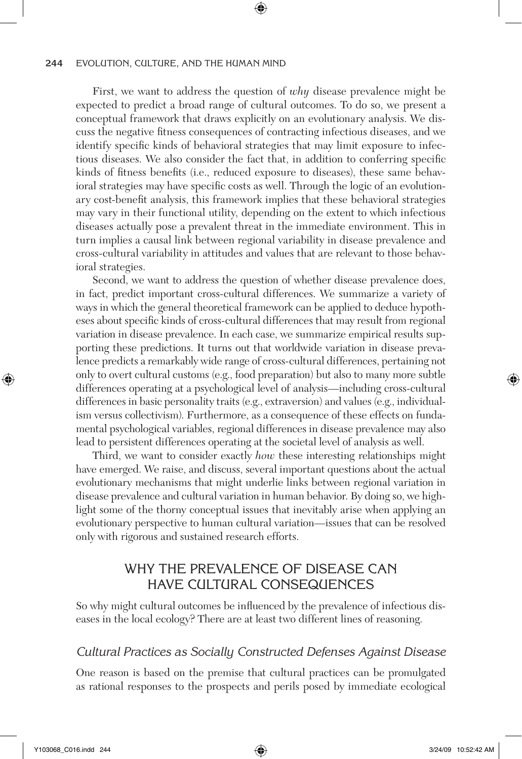First, we want to address the question of *why* disease prevalence might be expected to predict a broad range of cultural outcomes. To do so, we present a conceptual framework that draws explicitly on an evolutionary analysis. We discuss the negative fitness consequences of contracting infectious diseases, and we identify specific kinds of behavioral strategies that may limit exposure to infectious diseases. We also consider the fact that, in addition to conferring specific kinds of fitness benefits (i.e., reduced exposure to diseases), these same behavioral strategies may have specific costs as well. Through the logic of an evolutionary cost-benefit analysis, this framework implies that these behavioral strategies may vary in their functional utility, depending on the extent to which infectious diseases actually pose a prevalent threat in the immediate environment. This in turn implies a causal link between regional variability in disease prevalence and cross-cultural variability in attitudes and values that are relevant to those behavioral strategies.

Second, we want to address the question of whether disease prevalence does, in fact, predict important cross-cultural differences. We summarize a variety of ways in which the general theoretical framework can be applied to deduce hypotheses about specific kinds of cross-cultural differences that may result from regional variation in disease prevalence. In each case, we summarize empirical results supporting these predictions. It turns out that worldwide variation in disease prevalence predicts a remarkably wide range of cross-cultural differences, pertaining not only to overt cultural customs (e.g., food preparation) but also to many more subtle differences operating at a psychological level of analysis—including cross-cultural differences in basic personality traits (e.g., extraversion) and values (e.g., individualism versus collectivism). Furthermore, as a consequence of these effects on fundamental psychological variables, regional differences in disease prevalence may also lead to persistent differences operating at the societal level of analysis as well.

Third, we want to consider exactly *how* these interesting relationships might have emerged. We raise, and discuss, several important questions about the actual evolutionary mechanisms that might underlie links between regional variation in disease prevalence and cultural variation in human behavior. By doing so, we highlight some of the thorny conceptual issues that inevitably arise when applying an evolutionary perspective to human cultural variation—issues that can be resolved only with rigorous and sustained research efforts.

## WHY THE PREVALENCE OF DISEASE CAN HAVE CULTURAL CONSEQUENCES

So why might cultural outcomes be influenced by the prevalence of infectious diseases in the local ecology? There are at least two different lines of reasoning.

### *Cultural Practices as Socially Constructed Defenses Against Disease*

One reason is based on the premise that cultural practices can be promulgated as rational responses to the prospects and perils posed by immediate ecological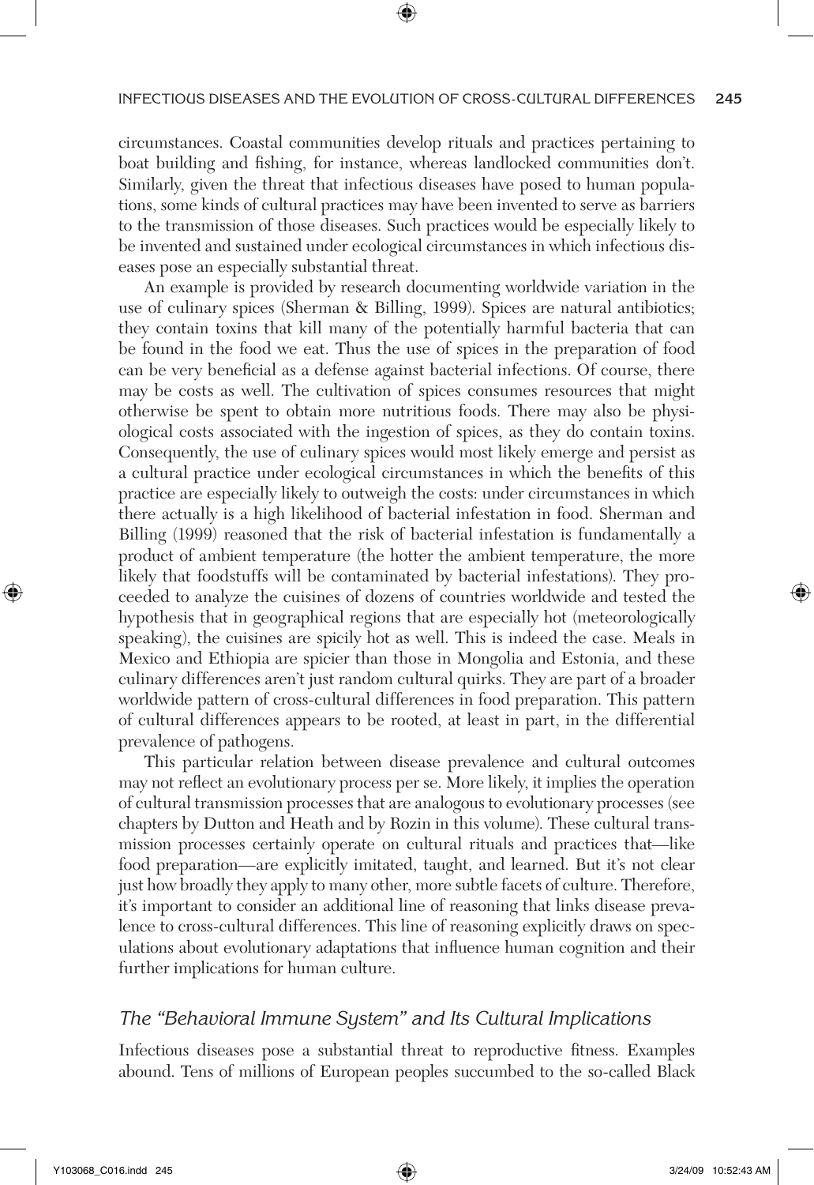circumstances. Coastal communities develop rituals and practices pertaining to boat building and fishing, for instance, whereas landlocked communities don't. Similarly, given the threat that infectious diseases have posed to human populations, some kinds of cultural practices may have been invented to serve as barriers to the transmission of those diseases. Such practices would be especially likely to be invented and sustained under ecological circumstances in which infectious diseases pose an especially substantial threat.

An example is provided by research documenting worldwide variation in the use of culinary spices (Sherman & Billing, 1999). Spices are natural antibiotics; they contain toxins that kill many of the potentially harmful bacteria that can be found in the food we eat. Thus the use of spices in the preparation of food can be very beneficial as a defense against bacterial infections. Of course, there may be costs as well. The cultivation of spices consumes resources that might otherwise be spent to obtain more nutritious foods. There may also be physiological costs associated with the ingestion of spices, as they do contain toxins. Consequently, the use of culinary spices would most likely emerge and persist as a cultural practice under ecological circumstances in which the benefits of this practice are especially likely to outweigh the costs: under circumstances in which there actually is a high likelihood of bacterial infestation in food. Sherman and Billing (1999) reasoned that the risk of bacterial infestation is fundamentally a product of ambient temperature (the hotter the ambient temperature, the more likely that foodstuffs will be contaminated by bacterial infestations). They proceeded to analyze the cuisines of dozens of countries worldwide and tested the hypothesis that in geographical regions that are especially hot (meteorologically speaking), the cuisines are spicily hot as well. This is indeed the case. Meals in Mexico and Ethiopia are spicier than those in Mongolia and Estonia, and these culinary differences aren't just random cultural quirks. They are part of a broader worldwide pattern of cross-cultural differences in food preparation. This pattern of cultural differences appears to be rooted, at least in part, in the differential prevalence of pathogens.

This particular relation between disease prevalence and cultural outcomes may not reflect an evolutionary process per se. More likely, it implies the operation of cultural transmission processes that are analogous to evolutionary processes (see chapters by Dutton and Heath and by Rozin in this volume). These cultural transmission processes certainly operate on cultural rituals and practices that—like food preparation—are explicitly imitated, taught, and learned. But it's not clear just how broadly they apply to many other, more subtle facets of culture. Therefore, it's important to consider an additional line of reasoning that links disease prevalence to cross-cultural differences. This line of reasoning explicitly draws on speculations about evolutionary adaptations that influence human cognition and their further implications for human culture.

### *The "Behavioral Immune System" and Its Cultural Implications*

Infectious diseases pose a substantial threat to reproductive fitness. Examples abound. Tens of millions of European peoples succumbed to the so-called Black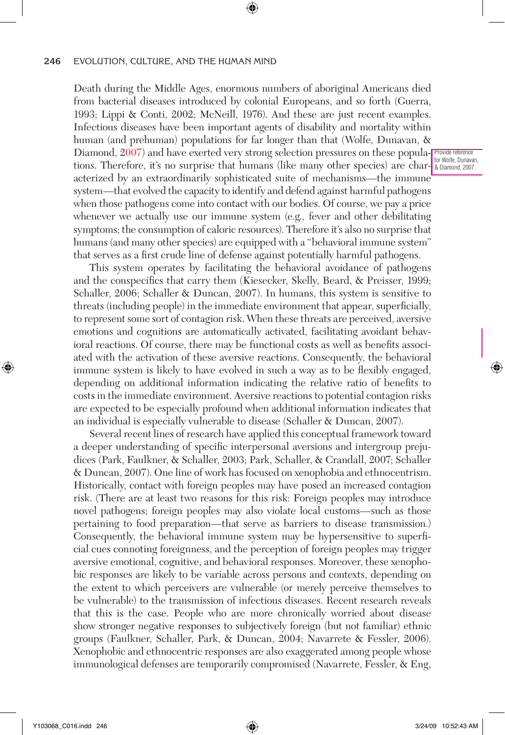Death during the Middle Ages, enormous numbers of aboriginal Americans died from bacterial diseases introduced by colonial Europeans, and so forth (Guerra, 1993; Lippi & Conti, 2002; McNeill, 1976). And these are just recent examples. Infectious diseases have been important agents of disability and mortality within human (and prehuman) populations for far longer than that (Wolfe, Dunavan, & Diamond, 2007) and have exerted very strong selection pressures on these populations. Therefore, it's no surprise that humans (like many other species) are characterized by an extraordinarily sophisticated suite of mechanisms—the immune system—that evolved the capacity to identify and defend against harmful pathogens when those pathogens come into contact with our bodies. Of course, we pay a price whenever we actually use our immune system (e.g., fever and other debilitating symptoms; the consumption of caloric resources). Therefore it's also no surprise that humans (and many other species) are equipped with a "behavioral immune system" that serves as a first crude line of defense against potentially harmful pathogens.

This system operates by facilitating the behavioral avoidance of pathogens and the conspecifics that carry them (Kiesecker, Skelly, Beard, & Preisser, 1999; Schaller, 2006; Schaller & Duncan, 2007). In humans, this system is sensitive to threats (including people) in the immediate environment that appear, superficially, to represent some sort of contagion risk. When these threats are perceived, aversive emotions and cognitions are automatically activated, facilitating avoidant behavioral reactions. Of course, there may be functional costs as well as benefits associated with the activation of these aversive reactions. Consequently, the behavioral immune system is likely to have evolved in such a way as to be flexibly engaged, depending on additional information indicating the relative ratio of benefits to costs in the immediate environment. Aversive reactions to potential contagion risks are expected to be especially profound when additional information indicates that an individual is especially vulnerable to disease (Schaller & Duncan, 2007).

Several recent lines of research have applied this conceptual framework toward a deeper understanding of specific interpersonal aversions and intergroup prejudices (Park, Faulkner, & Schaller, 2003; Park, Schaller, & Crandall, 2007; Schaller & Duncan, 2007). One line of work has focused on xenophobia and ethnocentrism. Historically, contact with foreign peoples may have posed an increased contagion risk. (There are at least two reasons for this risk: Foreign peoples may introduce novel pathogens; foreign peoples may also violate local customs—such as those pertaining to food preparation—that serve as barriers to disease transmission.) Consequently, the behavioral immune system may be hypersensitive to superficial cues connoting foreignness, and the perception of foreign peoples may trigger aversive emotional, cognitive, and behavioral responses. Moreover, these xenophobic responses are likely to be variable across persons and contexts, depending on the extent to which perceivers are vulnerable (or merely perceive themselves to be vulnerable) to the transmission of infectious diseases. Recent research reveals that this is the case. People who are more chronically worried about disease show stronger negative responses to subjectively foreign (but not familiar) ethnic groups (Faulkner, Schaller, Park, & Duncan, 2004; Navarrete & Fessler, 2006). Xenophobic and ethnocentric responses are also exaggerated among people whose immunological defenses are temporarily compromised (Navarrete, Fessler, & Eng,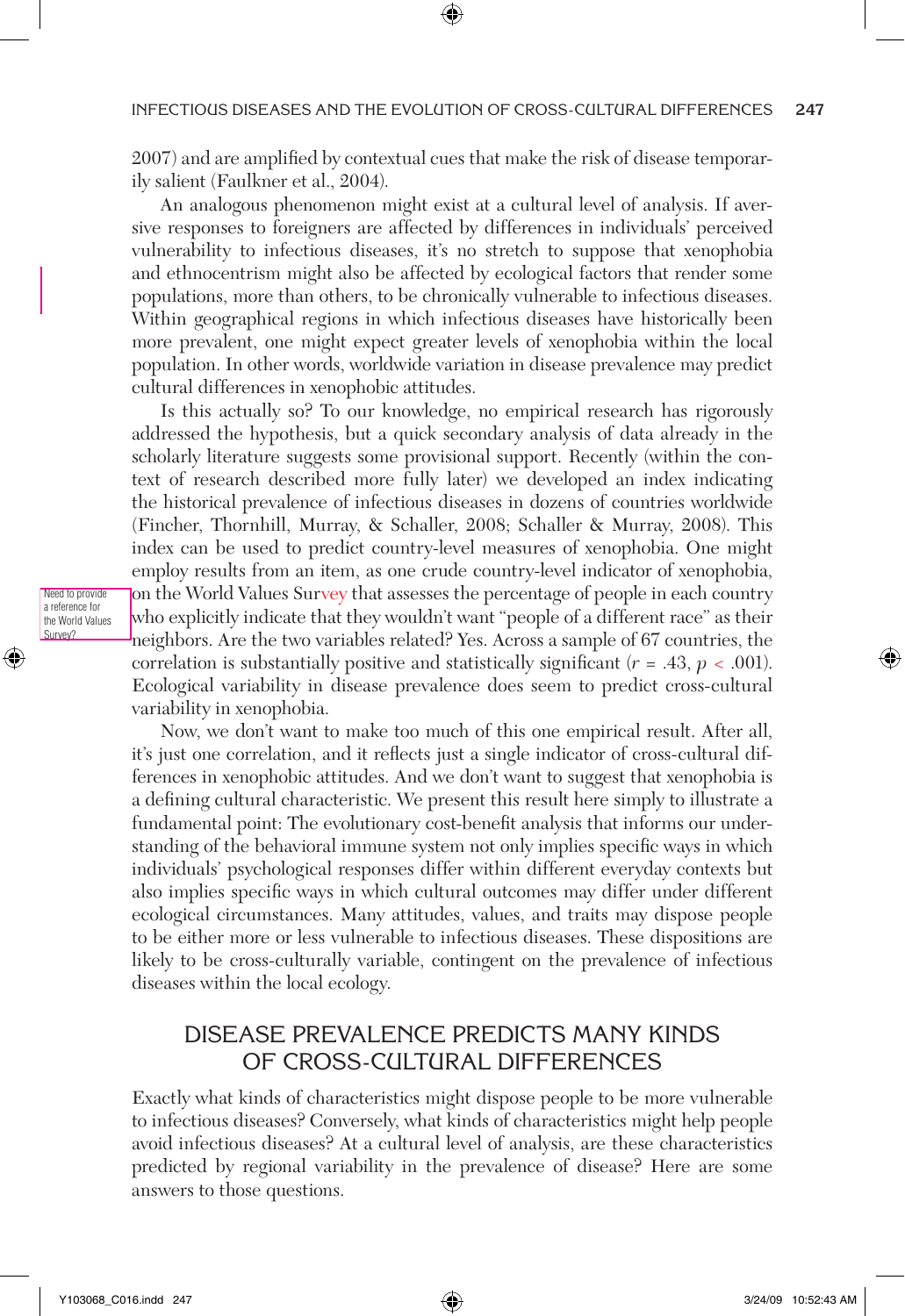2007) and are amplified by contextual cues that make the risk of disease temporarily salient (Faulkner et al., 2004).

An analogous phenomenon might exist at a cultural level of analysis. If aversive responses to foreigners are affected by differences in individuals' perceived vulnerability to infectious diseases, it's no stretch to suppose that xenophobia and ethnocentrism might also be affected by ecological factors that render some populations, more than others, to be chronically vulnerable to infectious diseases. Within geographical regions in which infectious diseases have historically been more prevalent, one might expect greater levels of xenophobia within the local population. In other words, worldwide variation in disease prevalence may predict cultural differences in xenophobic attitudes.

Is this actually so? To our knowledge, no empirical research has rigorously addressed the hypothesis, but a quick secondary analysis of data already in the scholarly literature suggests some provisional support. Recently (within the context of research described more fully later) we developed an index indicating the historical prevalence of infectious diseases in dozens of countries worldwide (Fincher, Thornhill, Murray, & Schaller, 2008; Schaller & Murray, 2008). This index can be used to predict country-level measures of xenophobia. One might employ results from an item, as one crude country-level indicator of xenophobia, on the World Values Survey that assesses the percentage of people in each country who explicitly indicate that they wouldn't want "people of a different race" as their neighbors. Are the two variables related? Yes. Across a sample of 67 countries, the correlation is substantially positive and statistically significant ($r = .43$, $p < .001$). Ecological variability in disease prevalence does seem to predict cross-cultural variability in xenophobia.

Now, we don't want to make too much of this one empirical result. After all, it's just one correlation, and it reflects just a single indicator of cross-cultural differences in xenophobic attitudes. And we don't want to suggest that xenophobia is a defining cultural characteristic. We present this result here simply to illustrate a fundamental point: The evolutionary cost-benefit analysis that informs our understanding of the behavioral immune system not only implies specific ways in which individuals' psychological responses differ within different everyday contexts but also implies specific ways in which cultural outcomes may differ under different ecological circumstances. Many attitudes, values, and traits may dispose people to be either more or less vulnerable to infectious diseases. These dispositions are likely to be cross-culturally variable, contingent on the prevalence of infectious diseases within the local ecology.

## DISEASE PREVALENCE PREDICTS MANY KINDS OF CROSS-CULTURAL DIFFERENCES

Exactly what kinds of characteristics might dispose people to be more vulnerable to infectious diseases? Conversely, what kinds of characteristics might help people avoid infectious diseases? At a cultural level of analysis, are these characteristics predicted by regional variability in the prevalence of disease? Here are some answers to those questions.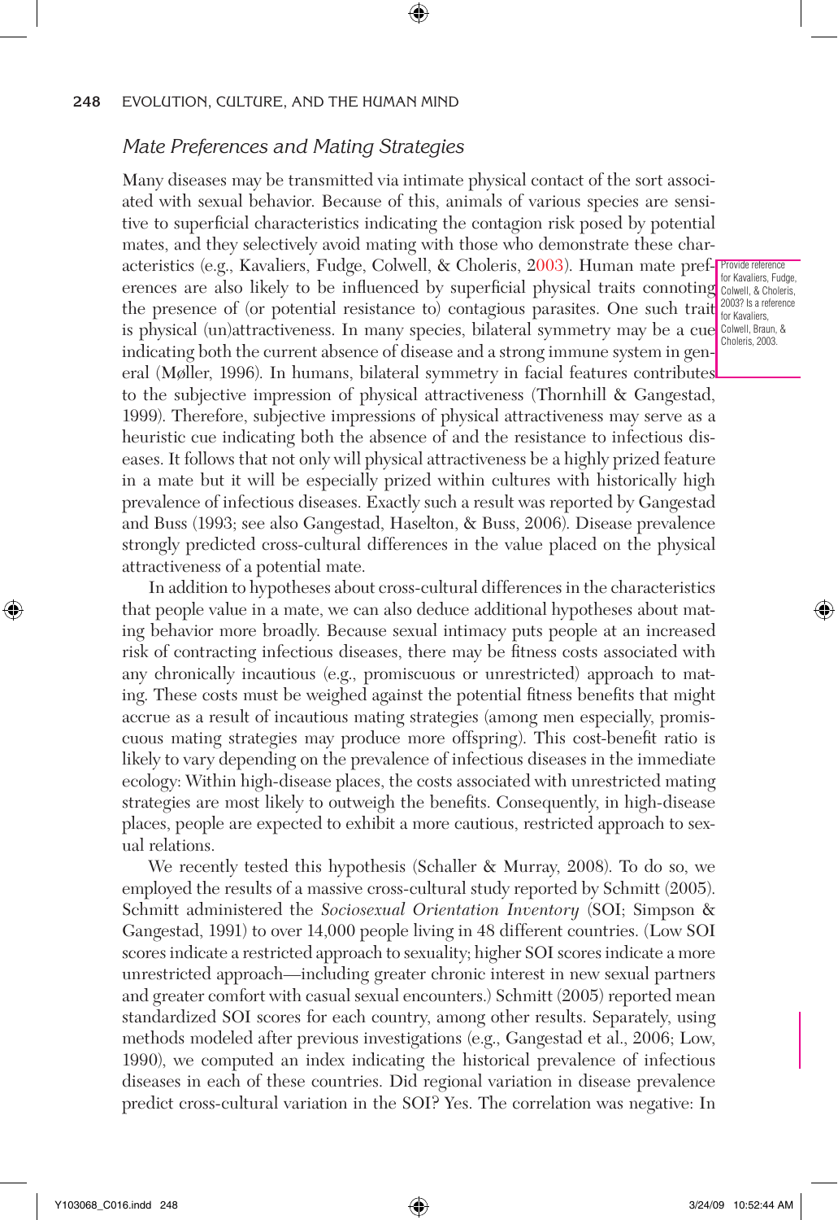## *Mate Preferences and Mating Strategies*

Many diseases may be transmitted via intimate physical contact of the sort associated with sexual behavior. Because of this, animals of various species are sensitive to superficial characteristics indicating the contagion risk posed by potential mates, and they selectively avoid mating with those who demonstrate these characteristics (e.g., Kavaliers, Fudge, Colwell, & Choleris, 2003). Human mate preferences are also likely to be influenced by superficial physical traits connoting the presence of (or potential resistance to) contagious parasites. One such trait is physical (un)attractiveness. In many species, bilateral symmetry may be a cue indicating both the current absence of disease and a strong immune system in general (Møller, 1996). In humans, bilateral symmetry in facial features contributes to the subjective impression of physical attractiveness (Thornhill & Gangestad, 1999). Therefore, subjective impressions of physical attractiveness may serve as a heuristic cue indicating both the absence of and the resistance to infectious diseases. It follows that not only will physical attractiveness be a highly prized feature in a mate but it will be especially prized within cultures with historically high prevalence of infectious diseases. Exactly such a result was reported by Gangestad and Buss (1993; see also Gangestad, Haselton, & Buss, 2006). Disease prevalence strongly predicted cross-cultural differences in the value placed on the physical attractiveness of a potential mate.

Provide reference for Kavaliers, Fudge, Colwell, & Choleris, 2003? Is a reference for Kavaliers, Colwell, Braun, & Choleris, 2003.

In addition to hypotheses about cross-cultural differences in the characteristics that people value in a mate, we can also deduce additional hypotheses about mating behavior more broadly. Because sexual intimacy puts people at an increased risk of contracting infectious diseases, there may be fitness costs associated with any chronically incautious (e.g., promiscuous or unrestricted) approach to mating. These costs must be weighed against the potential fitness benefits that might accrue as a result of incautious mating strategies (among men especially, promiscuous mating strategies may produce more offspring). This cost-benefit ratio is likely to vary depending on the prevalence of infectious diseases in the immediate ecology: Within high-disease places, the costs associated with unrestricted mating strategies are most likely to outweigh the benefits. Consequently, in high-disease places, people are expected to exhibit a more cautious, restricted approach to sexual relations.

We recently tested this hypothesis (Schaller & Murray, 2008). To do so, we employed the results of a massive cross-cultural study reported by Schmitt (2005). Schmitt administered the *Sociosexual Orientation Inventory* (SOI; Simpson & Gangestad, 1991) to over 14,000 people living in 48 different countries. (Low SOI scores indicate a restricted approach to sexuality; higher SOI scores indicate a more unrestricted approach—including greater chronic interest in new sexual partners and greater comfort with casual sexual encounters.) Schmitt (2005) reported mean standardized SOI scores for each country, among other results. Separately, using methods modeled after previous investigations (e.g., Gangestad et al., 2006; Low, 1990), we computed an index indicating the historical prevalence of infectious diseases in each of these countries. Did regional variation in disease prevalence predict cross-cultural variation in the SOI? Yes. The correlation was negative: In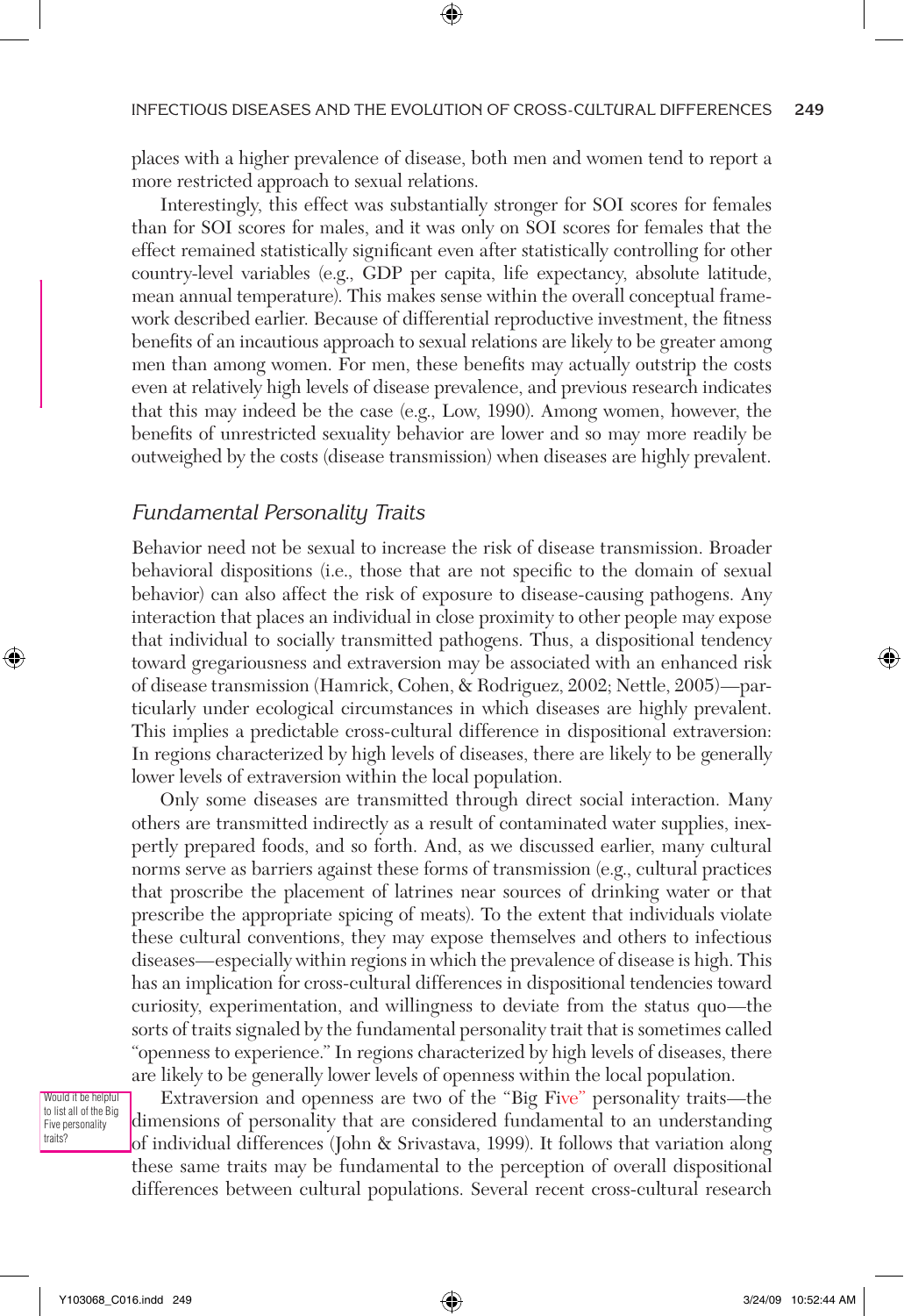places with a higher prevalence of disease, both men and women tend to report a more restricted approach to sexual relations.

Interestingly, this effect was substantially stronger for SOI scores for females than for SOI scores for males, and it was only on SOI scores for females that the effect remained statistically significant even after statistically controlling for other country-level variables (e.g., GDP per capita, life expectancy, absolute latitude, mean annual temperature). This makes sense within the overall conceptual framework described earlier. Because of differential reproductive investment, the fitness benefits of an incautious approach to sexual relations are likely to be greater among men than among women. For men, these benefits may actually outstrip the costs even at relatively high levels of disease prevalence, and previous research indicates that this may indeed be the case (e.g., Low, 1990). Among women, however, the benefits of unrestricted sexuality behavior are lower and so may more readily be outweighed by the costs (disease transmission) when diseases are highly prevalent.

## *Fundamental Personality Traits*

Behavior need not be sexual to increase the risk of disease transmission. Broader behavioral dispositions (i.e., those that are not specific to the domain of sexual behavior) can also affect the risk of exposure to disease-causing pathogens. Any interaction that places an individual in close proximity to other people may expose that individual to socially transmitted pathogens. Thus, a dispositional tendency toward gregariousness and extraversion may be associated with an enhanced risk of disease transmission (Hamrick, Cohen, & Rodriguez, 2002; Nettle, 2005)—particularly under ecological circumstances in which diseases are highly prevalent. This implies a predictable cross-cultural difference in dispositional extraversion: In regions characterized by high levels of diseases, there are likely to be generally lower levels of extraversion within the local population.

Only some diseases are transmitted through direct social interaction. Many others are transmitted indirectly as a result of contaminated water supplies, inexpertly prepared foods, and so forth. And, as we discussed earlier, many cultural norms serve as barriers against these forms of transmission (e.g., cultural practices that proscribe the placement of latrines near sources of drinking water or that prescribe the appropriate spicing of meats). To the extent that individuals violate these cultural conventions, they may expose themselves and others to infectious diseases—especially within regions in which the prevalence of disease is high. This has an implication for cross-cultural differences in dispositional tendencies toward curiosity, experimentation, and willingness to deviate from the status quo—the sorts of traits signaled by the fundamental personality trait that is sometimes called "openness to experience." In regions characterized by high levels of diseases, there are likely to be generally lower levels of openness within the local population.

Would it be helpful to list all of the Big Five personality traits?

Extraversion and openness are two of the "Big Five" personality traits—the dimensions of personality that are considered fundamental to an understanding of individual differences (John & Srivastava, 1999). It follows that variation along these same traits may be fundamental to the perception of overall dispositional differences between cultural populations. Several recent cross-cultural research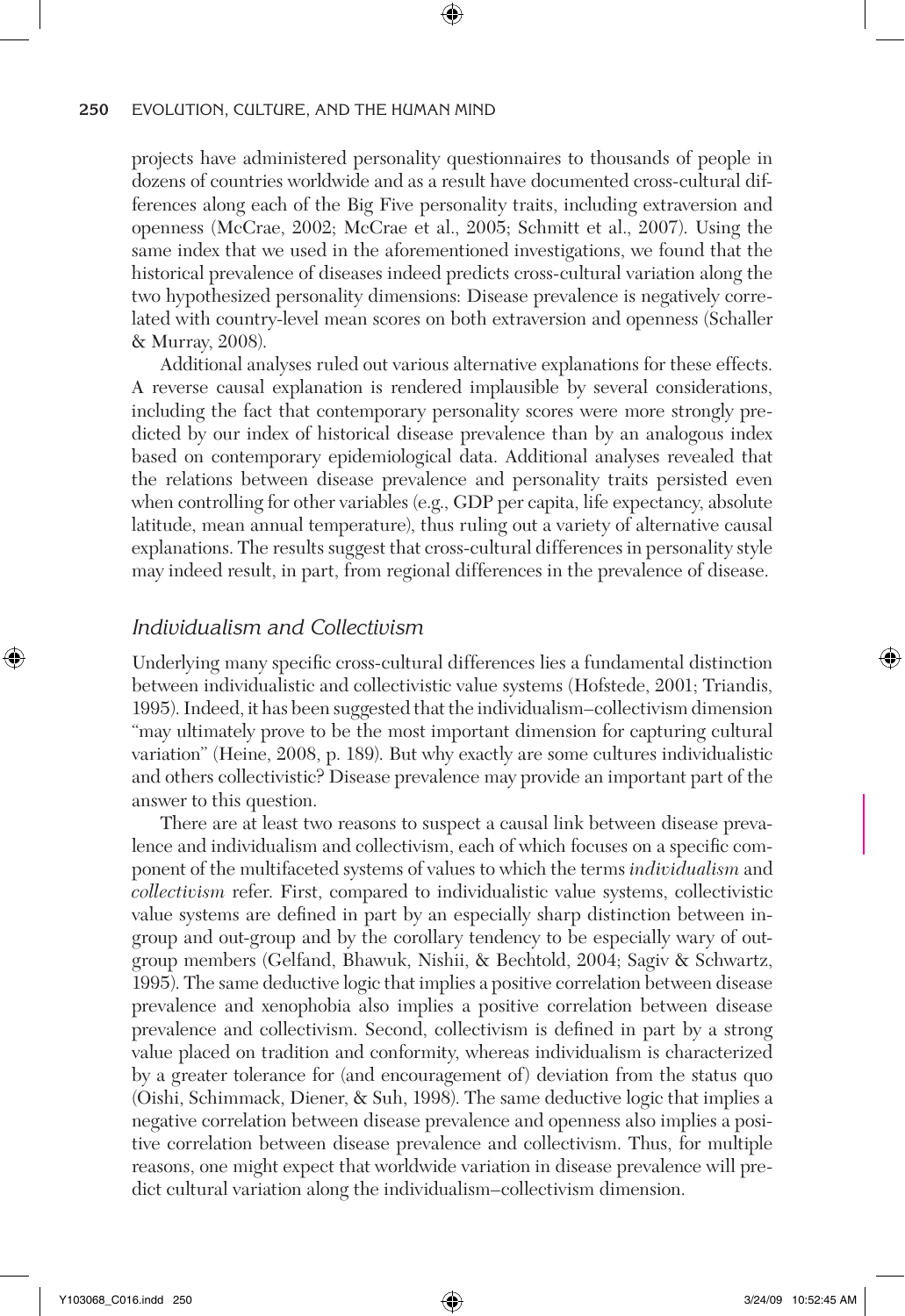projects have administered personality questionnaires to thousands of people in dozens of countries worldwide and as a result have documented cross-cultural differences along each of the Big Five personality traits, including extraversion and openness (McCrae, 2002; McCrae et al., 2005; Schmitt et al., 2007). Using the same index that we used in the aforementioned investigations, we found that the historical prevalence of diseases indeed predicts cross-cultural variation along the two hypothesized personality dimensions: Disease prevalence is negatively correlated with country-level mean scores on both extraversion and openness (Schaller & Murray, 2008).

Additional analyses ruled out various alternative explanations for these effects. A reverse causal explanation is rendered implausible by several considerations, including the fact that contemporary personality scores were more strongly predicted by our index of historical disease prevalence than by an analogous index based on contemporary epidemiological data. Additional analyses revealed that the relations between disease prevalence and personality traits persisted even when controlling for other variables (e.g., GDP per capita, life expectancy, absolute latitude, mean annual temperature), thus ruling out a variety of alternative causal explanations. The results suggest that cross-cultural differences in personality style may indeed result, in part, from regional differences in the prevalence of disease.

### *Individualism and Collectivism*

Underlying many specific cross-cultural differences lies a fundamental distinction between individualistic and collectivistic value systems (Hofstede, 2001; Triandis, 1995). Indeed, it has been suggested that the individualism–collectivism dimension "may ultimately prove to be the most important dimension for capturing cultural variation" (Heine, 2008, p. 189). But why exactly are some cultures individualistic and others collectivistic? Disease prevalence may provide an important part of the answer to this question.

There are at least two reasons to suspect a causal link between disease prevalence and individualism and collectivism, each of which focuses on a specific component of the multifaceted systems of values to which the terms *individualism* and *collectivism* refer. First, compared to individualistic value systems, collectivistic value systems are defined in part by an especially sharp distinction between in-group and out-group and by the corollary tendency to be especially wary of out-group members (Gelfand, Bhawuk, Nishii, & Bechtold, 2004; Sagiv & Schwartz, 1995). The same deductive logic that implies a positive correlation between disease prevalence and xenophobia also implies a positive correlation between disease prevalence and collectivism. Second, collectivism is defined in part by a strong value placed on tradition and conformity, whereas individualism is characterized by a greater tolerance for (and encouragement of) deviation from the status quo (Oishi, Schimmack, Diener, & Suh, 1998). The same deductive logic that implies a negative correlation between disease prevalence and openness also implies a positive correlation between disease prevalence and collectivism. Thus, for multiple reasons, one might expect that worldwide variation in disease prevalence will predict cultural variation along the individualism–collectivism dimension.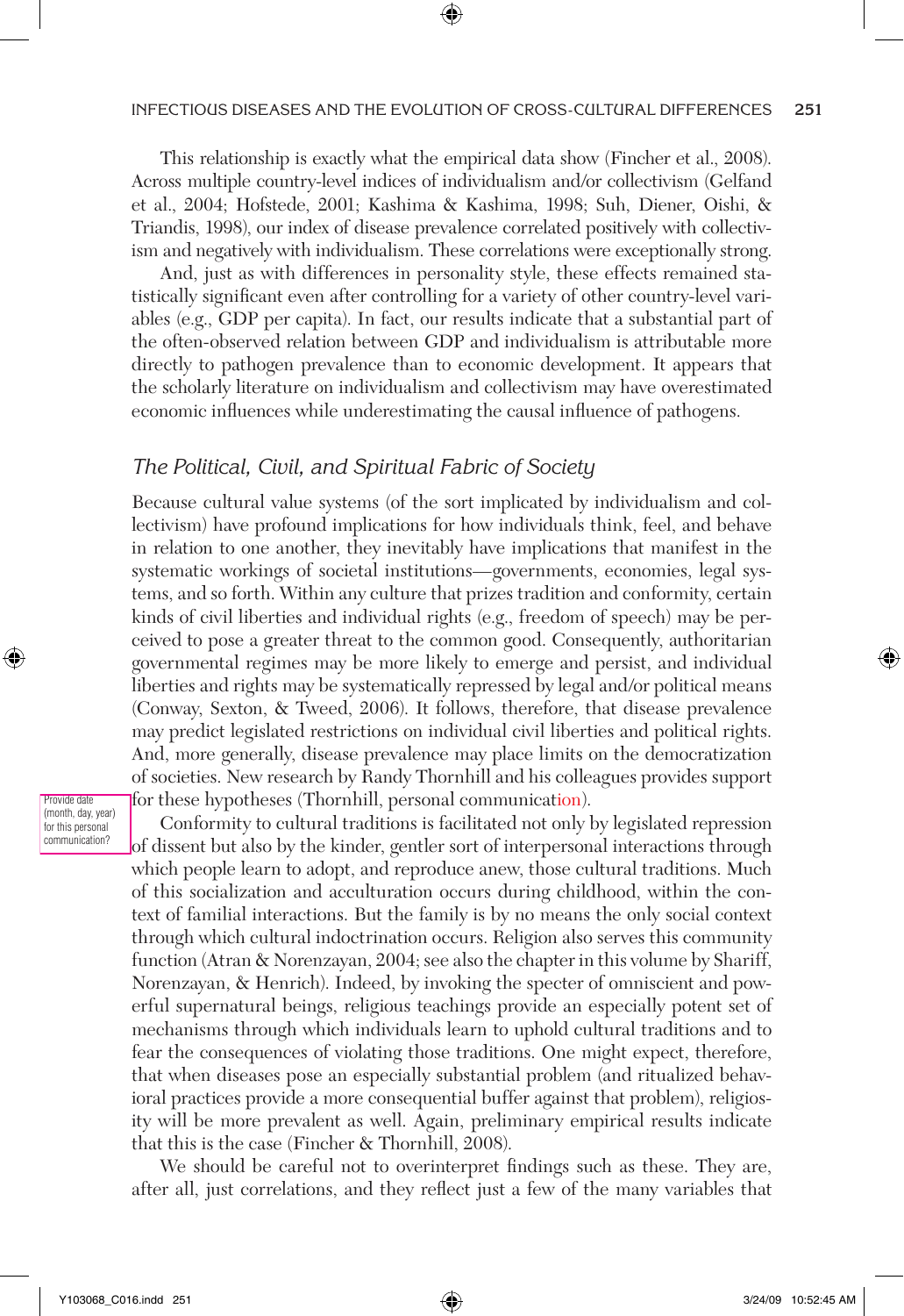This relationship is exactly what the empirical data show (Fincher et al., 2008). Across multiple country-level indices of individualism and/or collectivism (Gelfand et al., 2004; Hofstede, 2001; Kashima & Kashima, 1998; Suh, Diener, Oishi, & Triandis, 1998), our index of disease prevalence correlated positively with collectivism and negatively with individualism. These correlations were exceptionally strong.

And, just as with differences in personality style, these effects remained statistically significant even after controlling for a variety of other country-level variables (e.g., GDP per capita). In fact, our results indicate that a substantial part of the often-observed relation between GDP and individualism is attributable more directly to pathogen prevalence than to economic development. It appears that the scholarly literature on individualism and collectivism may have overestimated economic influences while underestimating the causal influence of pathogens.

### *The Political, Civil, and Spiritual Fabric of Society*

Because cultural value systems (of the sort implicated by individualism and collectivism) have profound implications for how individuals think, feel, and behave in relation to one another, they inevitably have implications that manifest in the systematic workings of societal institutions—governments, economies, legal systems, and so forth. Within any culture that prizes tradition and conformity, certain kinds of civil liberties and individual rights (e.g., freedom of speech) may be perceived to pose a greater threat to the common good. Consequently, authoritarian governmental regimes may be more likely to emerge and persist, and individual liberties and rights may be systematically repressed by legal and/or political means (Conway, Sexton, & Tweed, 2006). It follows, therefore, that disease prevalence may predict legislated restrictions on individual civil liberties and political rights. And, more generally, disease prevalence may place limits on the democratization of societies. New research by Randy Thornhill and his colleagues provides support for these hypotheses (Thornhill, personal communication).

Conformity to cultural traditions is facilitated not only by legislated repression of dissent but also by the kinder, gentler sort of interpersonal interactions through which people learn to adopt, and reproduce anew, those cultural traditions. Much of this socialization and acculturation occurs during childhood, within the context of familial interactions. But the family is by no means the only social context through which cultural indoctrination occurs. Religion also serves this community function (Atran & Norenzayan, 2004; see also the chapter in this volume by Shariff, Norenzayan, & Henrich). Indeed, by invoking the specter of omniscient and powerful supernatural beings, religious teachings provide an especially potent set of mechanisms through which individuals learn to uphold cultural traditions and to fear the consequences of violating those traditions. One might expect, therefore, that when diseases pose an especially substantial problem (and ritualized behavioral practices provide a more consequential buffer against that problem), religiosity will be more prevalent as well. Again, preliminary empirical results indicate that this is the case (Fincher & Thornhill, 2008).

We should be careful not to overinterpret findings such as these. They are, after all, just correlations, and they reflect just a few of the many variables that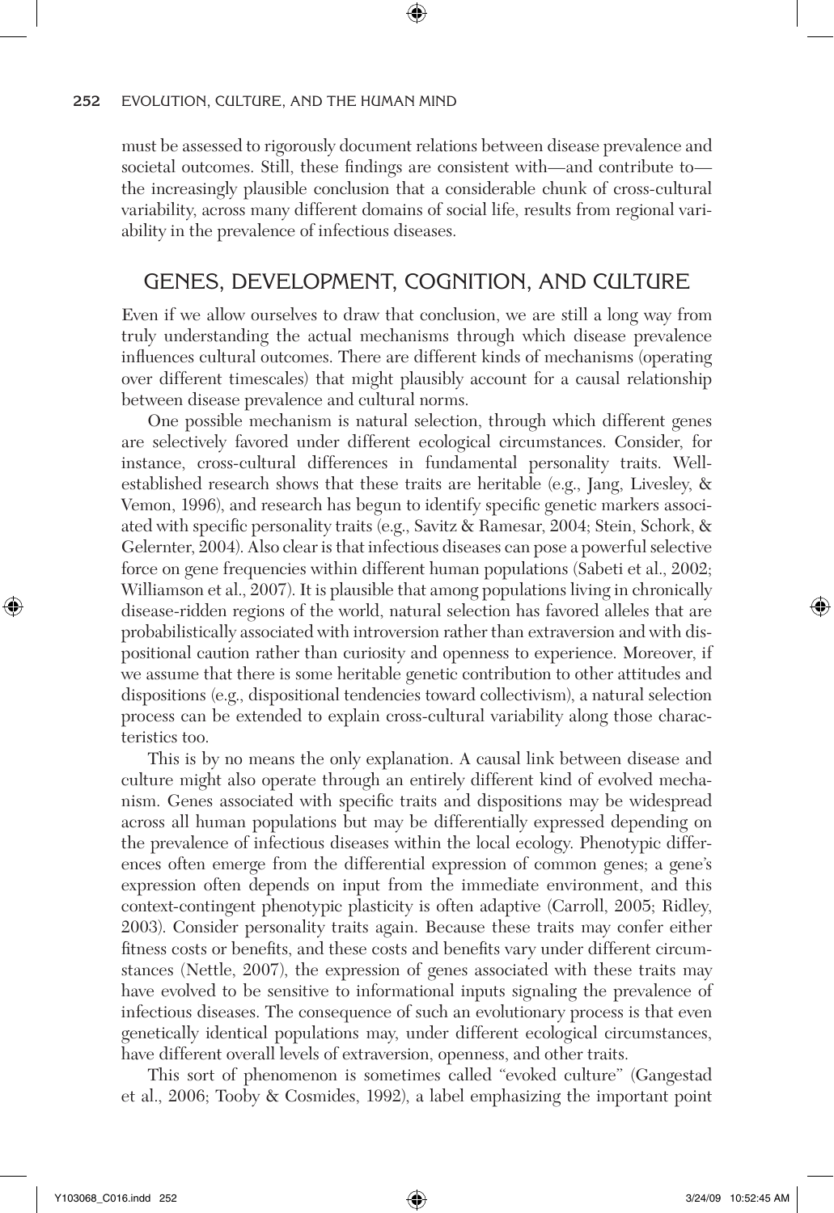must be assessed to rigorously document relations between disease prevalence and societal outcomes. Still, these findings are consistent with—and contribute to—the increasingly plausible conclusion that a considerable chunk of cross-cultural variability, across many different domains of social life, results from regional variability in the prevalence of infectious diseases.

## GENES, DEVELOPMENT, COGNITION, AND CULTURE

Even if we allow ourselves to draw that conclusion, we are still a long way from truly understanding the actual mechanisms through which disease prevalence influences cultural outcomes. There are different kinds of mechanisms (operating over different timescales) that might plausibly account for a causal relationship between disease prevalence and cultural norms.

One possible mechanism is natural selection, through which different genes are selectively favored under different ecological circumstances. Consider, for instance, cross-cultural differences in fundamental personality traits. Well-established research shows that these traits are heritable (e.g., Jang, Livesley, & Vemon, 1996), and research has begun to identify specific genetic markers associated with specific personality traits (e.g., Savitz & Ramesar, 2004; Stein, Schork, & Gelernter, 2004). Also clear is that infectious diseases can pose a powerful selective force on gene frequencies within different human populations (Sabeti et al., 2002; Williamson et al., 2007). It is plausible that among populations living in chronically disease-ridden regions of the world, natural selection has favored alleles that are probabilistically associated with introversion rather than extraversion and with dispositional caution rather than curiosity and openness to experience. Moreover, if we assume that there is some heritable genetic contribution to other attitudes and dispositions (e.g., dispositional tendencies toward collectivism), a natural selection process can be extended to explain cross-cultural variability along those characteristics too.

This is by no means the only explanation. A causal link between disease and culture might also operate through an entirely different kind of evolved mechanism. Genes associated with specific traits and dispositions may be widespread across all human populations but may be differentially expressed depending on the prevalence of infectious diseases within the local ecology. Phenotypic differences often emerge from the differential expression of common genes; a gene's expression often depends on input from the immediate environment, and this context-contingent phenotypic plasticity is often adaptive (Carroll, 2005; Ridley, 2003). Consider personality traits again. Because these traits may confer either fitness costs or benefits, and these costs and benefits vary under different circumstances (Nettle, 2007), the expression of genes associated with these traits may have evolved to be sensitive to informational inputs signaling the prevalence of infectious diseases. The consequence of such an evolutionary process is that even genetically identical populations may, under different ecological circumstances, have different overall levels of extraversion, openness, and other traits.

This sort of phenomenon is sometimes called "evoked culture" (Gangestad et al., 2006; Tooby & Cosmides, 1992), a label emphasizing the important point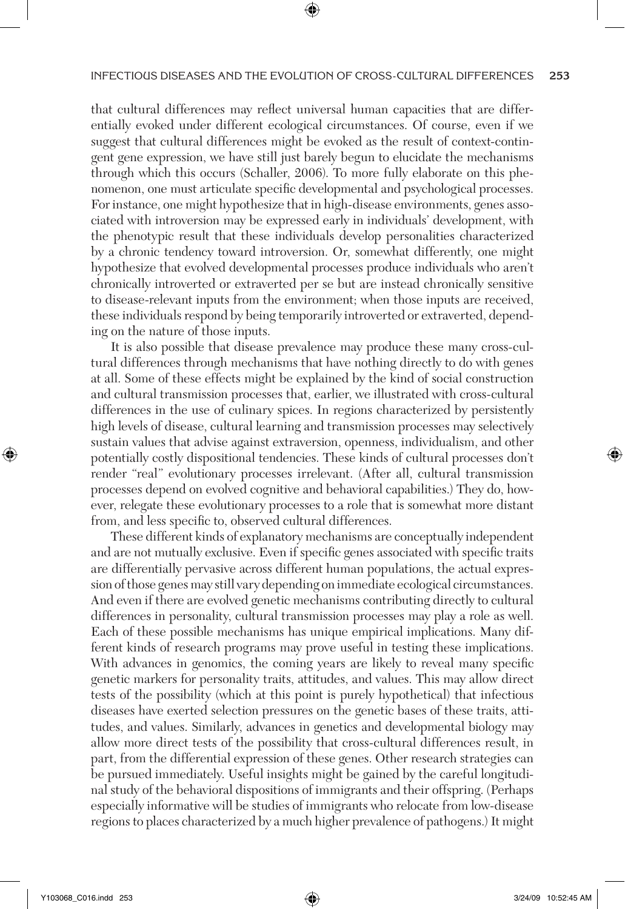that cultural differences may reflect universal human capacities that are differentially evoked under different ecological circumstances. Of course, even if we suggest that cultural differences might be evoked as the result of context-contingent gene expression, we have still just barely begun to elucidate the mechanisms through which this occurs (Schaller, 2006). To more fully elaborate on this phenomenon, one must articulate specific developmental and psychological processes. For instance, one might hypothesize that in high-disease environments, genes associated with introversion may be expressed early in individuals' development, with the phenotypic result that these individuals develop personalities characterized by a chronic tendency toward introversion. Or, somewhat differently, one might hypothesize that evolved developmental processes produce individuals who aren't chronically introverted or extraverted per se but are instead chronically sensitive to disease-relevant inputs from the environment; when those inputs are received, these individuals respond by being temporarily introverted or extraverted, depending on the nature of those inputs.

It is also possible that disease prevalence may produce these many cross-cultural differences through mechanisms that have nothing directly to do with genes at all. Some of these effects might be explained by the kind of social construction and cultural transmission processes that, earlier, we illustrated with cross-cultural differences in the use of culinary spices. In regions characterized by persistently high levels of disease, cultural learning and transmission processes may selectively sustain values that advise against extraversion, openness, individualism, and other potentially costly dispositional tendencies. These kinds of cultural processes don't render "real" evolutionary processes irrelevant. (After all, cultural transmission processes depend on evolved cognitive and behavioral capabilities.) They do, however, relegate these evolutionary processes to a role that is somewhat more distant from, and less specific to, observed cultural differences.

These different kinds of explanatory mechanisms are conceptually independent and are not mutually exclusive. Even if specific genes associated with specific traits are differentially pervasive across different human populations, the actual expression of those genes may still vary depending on immediate ecological circumstances. And even if there are evolved genetic mechanisms contributing directly to cultural differences in personality, cultural transmission processes may play a role as well. Each of these possible mechanisms has unique empirical implications. Many different kinds of research programs may prove useful in testing these implications. With advances in genomics, the coming years are likely to reveal many specific genetic markers for personality traits, attitudes, and values. This may allow direct tests of the possibility (which at this point is purely hypothetical) that infectious diseases have exerted selection pressures on the genetic bases of these traits, attitudes, and values. Similarly, advances in genetics and developmental biology may allow more direct tests of the possibility that cross-cultural differences result, in part, from the differential expression of these genes. Other research strategies can be pursued immediately. Useful insights might be gained by the careful longitudinal study of the behavioral dispositions of immigrants and their offspring. (Perhaps especially informative will be studies of immigrants who relocate from low-disease regions to places characterized by a much higher prevalence of pathogens.) It might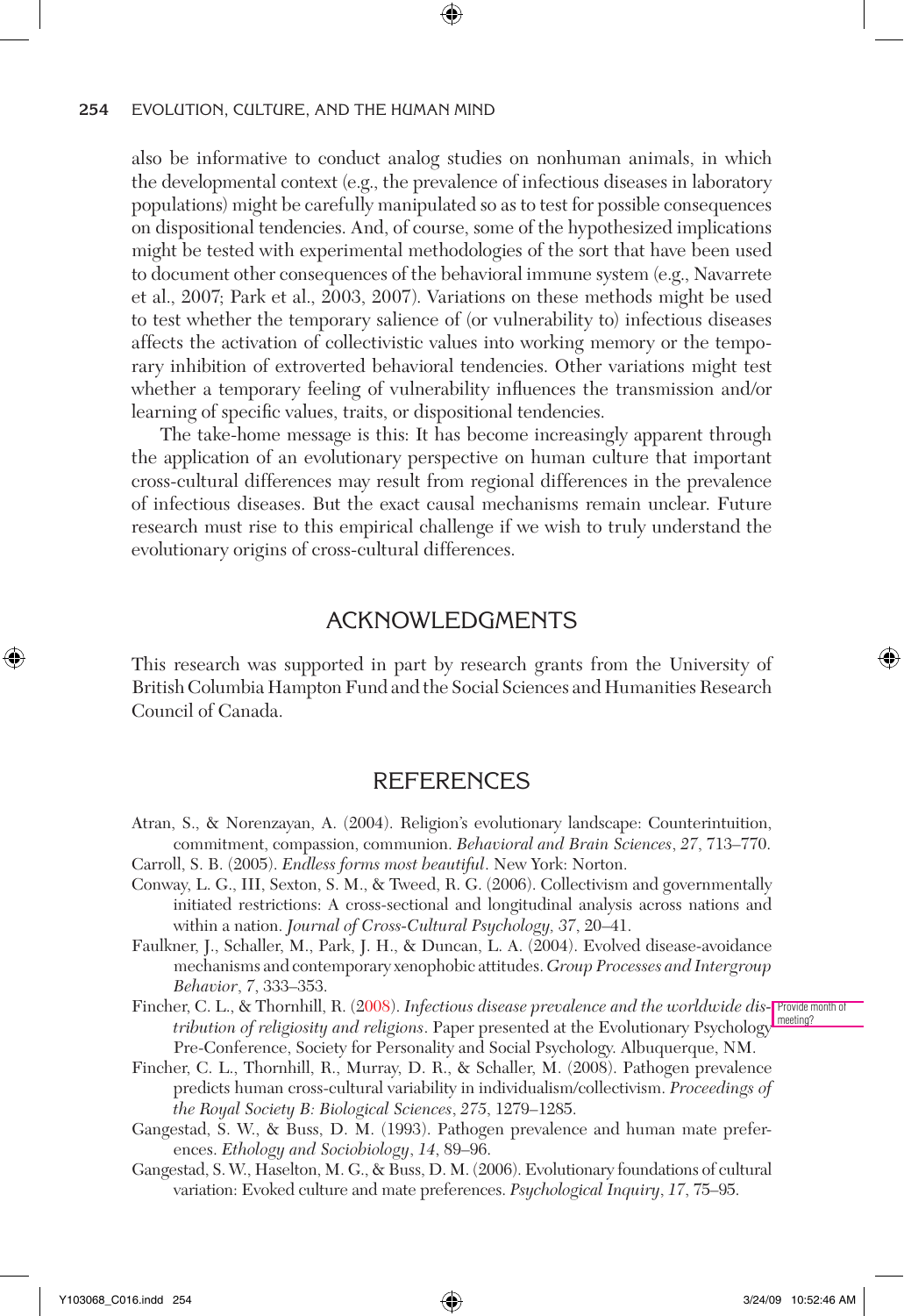also be informative to conduct analog studies on nonhuman animals, in which the developmental context (e.g., the prevalence of infectious diseases in laboratory populations) might be carefully manipulated so as to test for possible consequences on dispositional tendencies. And, of course, some of the hypothesized implications might be tested with experimental methodologies of the sort that have been used to document other consequences of the behavioral immune system (e.g., Navarrete et al., 2007; Park et al., 2003, 2007). Variations on these methods might be used to test whether the temporary salience of (or vulnerability to) infectious diseases affects the activation of collectivistic values into working memory or the temporary inhibition of extroverted behavioral tendencies. Other variations might test whether a temporary feeling of vulnerability influences the transmission and/or learning of specific values, traits, or dispositional tendencies.

The take-home message is this: It has become increasingly apparent through the application of an evolutionary perspective on human culture that important cross-cultural differences may result from regional differences in the prevalence of infectious diseases. But the exact causal mechanisms remain unclear. Future research must rise to this empirical challenge if we wish to truly understand the evolutionary origins of cross-cultural differences.

## ACKNOWLEDGMENTS

This research was supported in part by research grants from the University of British Columbia Hampton Fund and the Social Sciences and Humanities Research Council of Canada.

## REFERENCES

Atran, S., & Norenzayan, A. (2004). Religion's evolutionary landscape: Counterintuition, commitment, compassion, communion. *Behavioral and Brain Sciences*, *27*, 713–770.

Carroll, S. B. (2005). *Endless forms most beautiful*. New York: Norton.

Conway, L. G., III, Sexton, S. M., & Tweed, R. G. (2006). Collectivism and governmentally initiated restrictions: A cross-sectional and longitudinal analysis across nations and within a nation. *Journal of Cross-Cultural Psychology*, *37*, 20–41.

Faulkner, J., Schaller, M., Park, J. H., & Duncan, L. A. (2004). Evolved disease-avoidance mechanisms and contemporary xenophobic attitudes. *Group Processes and Intergroup Behavior*, *7*, 333–353.

Fincher, C. L., & Thornhill, R. (2008). *Infectious disease prevalence and the worldwide distribution of religiosity and religions*. Paper presented at the Evolutionary Psychology Pre-Conference, Society for Personality and Social Psychology. Albuquerque, NM.

Fincher, C. L., Thornhill, R., Murray, D. R., & Schaller, M. (2008). Pathogen prevalence predicts human cross-cultural variability in individualism/collectivism. *Proceedings of the Royal Society B: Biological Sciences*, *275*, 1279–1285.

Gangestad, S. W., & Buss, D. M. (1993). Pathogen prevalence and human mate preferences. *Ethology and Sociobiology*, *14*, 89–96.

Gangestad, S. W., Haselton, M. G., & Buss, D. M. (2006). Evolutionary foundations of cultural variation: Evoked culture and mate preferences. *Psychological Inquiry*, *17*, 75–95.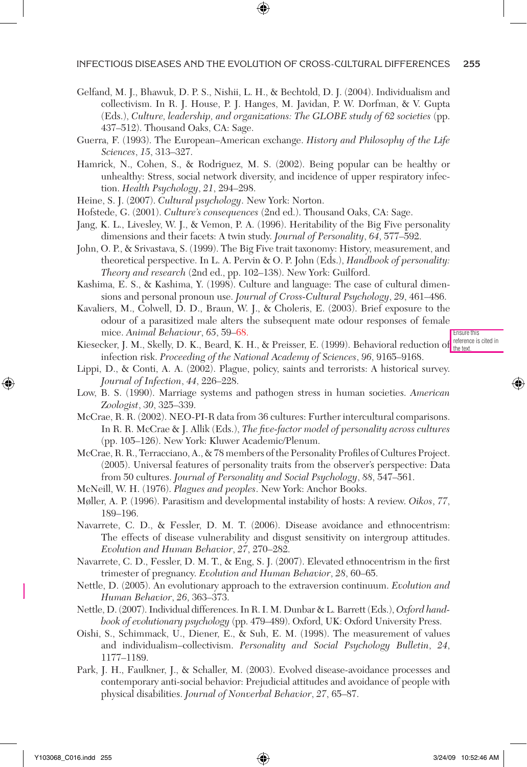Gelfand, M. J., Bhawuk, D. P. S., Nishii, L. H., & Bechtold, D. J. (2004). Individualism and collectivism. In R. J. House, P. J. Hanges, M. Javidan, P. W. Dorfman, & V. Gupta (Eds.), *Culture, leadership, and organizations: The GLOBE study of 62 societies* (pp. 437–512). Thousand Oaks, CA: Sage.

Guerra, F. (1993). The European–American exchange. *History and Philosophy of the Life Sciences*, *15*, 313–327.

Hamrick, N., Cohen, S., & Rodriguez, M. S. (2002). Being popular can be healthy or unhealthy: Stress, social network diversity, and incidence of upper respiratory infection. *Health Psychology*, *21*, 294–298.

Heine, S. J. (2007). *Cultural psychology*. New York: Norton.

Hofstede, G. (2001). *Culture's consequences* (2nd ed.). Thousand Oaks, CA: Sage.

Jang, K. L., Livesley, W. J., & Vemon, P. A. (1996). Heritability of the Big Five personality dimensions and their facets: A twin study. *Journal of Personality*, *64*, 577–592.

John, O. P., & Srivastava, S. (1999). The Big Five trait taxonomy: History, measurement, and theoretical perspective. In L. A. Pervin & O. P. John (Eds.), *Handbook of personality: Theory and research* (2nd ed., pp. 102–138). New York: Guilford.

Kashima, E. S., & Kashima, Y. (1998). Culture and language: The case of cultural dimensions and personal pronoun use. *Journal of Cross-Cultural Psychology*, *29*, 461–486.

Kavaliers, M., Colwell, D. D., Braun, W. J., & Choleris, E. (2003). Brief exposure to the odour of a parasitized male alters the subsequent mate odour responses of female mice. *Animal Behaviour*, *65*, 59–68.

Kiesecker, J. M., Skelly, D. K., Beard, K. H., & Preisser, E. (1999). Behavioral reduction of infection risk. *Proceeding of the National Academy of Sciences*, *96*, 9165–9168.

Lippi, D., & Conti, A. A. (2002). Plague, policy, saints and terrorists: A historical survey. *Journal of Infection*, *44*, 226–228.

Low, B. S. (1990). Marriage systems and pathogen stress in human societies. *American Zoologist*, *30*, 325–339.

McCrae, R. R. (2002). NEO-PI-R data from 36 cultures: Further intercultural comparisons. In R. R. McCrae & J. Allik (Eds.), *The five-factor model of personality across cultures* (pp. 105–126). New York: Kluwer Academic/Plenum.

McCrae, R. R., Terracciano, A., & 78 members of the Personality Profiles of Cultures Project. (2005). Universal features of personality traits from the observer's perspective: Data from 50 cultures. *Journal of Personality and Social Psychology*, *88*, 547–561.

McNeill, W. H. (1976). *Plagues and peoples*. New York: Anchor Books.

Møller, A. P. (1996). Parasitism and developmental instability of hosts: A review. *Oikos*, *77*, 189–196.

Navarrete, C. D., & Fessler, D. M. T. (2006). Disease avoidance and ethnocentrism: The effects of disease vulnerability and disgust sensitivity on intergroup attitudes. *Evolution and Human Behavior*, *27*, 270–282.

Navarrete, C. D., Fessler, D. M. T., & Eng, S. J. (2007). Elevated ethnocentrism in the first trimester of pregnancy. *Evolution and Human Behavior*, *28*, 60–65.

Nettle, D. (2005). An evolutionary approach to the extraversion continuum. *Evolution and Human Behavior*, *26*, 363–373.

Nettle, D. (2007). Individual differences. In R. I. M. Dunbar & L. Barrett (Eds.), *Oxford handbook of evolutionary psychology* (pp. 479–489). Oxford, UK: Oxford University Press.

Oishi, S., Schimmack, U., Diener, E., & Suh, E. M. (1998). The measurement of values and individualism–collectivism. *Personality and Social Psychology Bulletin*, *24*, 1177–1189.

Park, J. H., Faulkner, J., & Schaller, M. (2003). Evolved disease-avoidance processes and contemporary anti-social behavior: Prejudicial attitudes and avoidance of people with physical disabilities. *Journal of Nonverbal Behavior*, *27*, 65–87.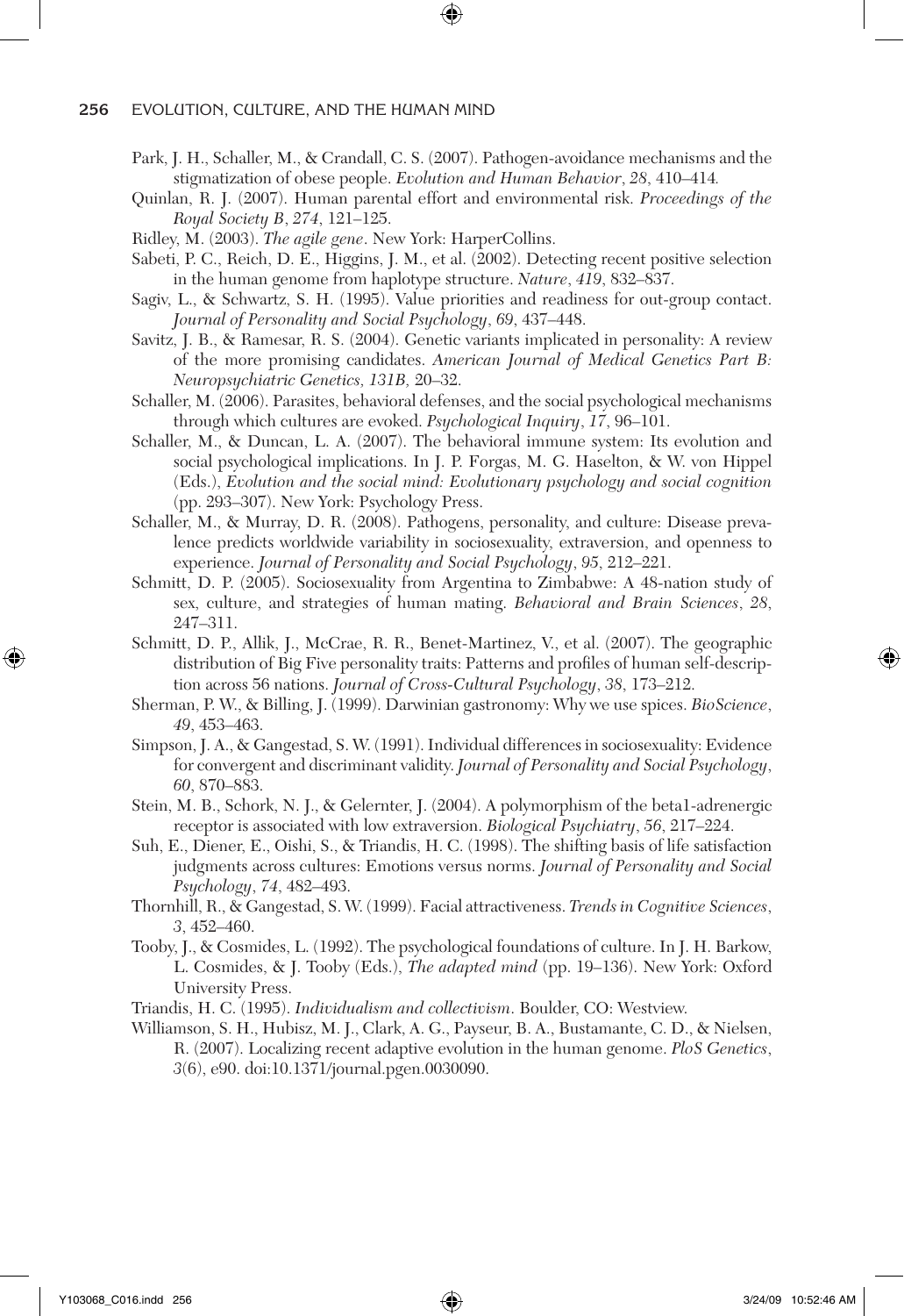Park, J. H., Schaller, M., & Crandall, C. S. (2007). Pathogen-avoidance mechanisms and the stigmatization of obese people. *Evolution and Human Behavior*, *28*, 410–414.

Quinlan, R. J. (2007). Human parental effort and environmental risk. *Proceedings of the Royal Society B*, *274*, 121–125.

Ridley, M. (2003). *The agile gene*. New York: HarperCollins.

Sabeti, P. C., Reich, D. E., Higgins, J. M., et al. (2002). Detecting recent positive selection in the human genome from haplotype structure. *Nature*, *419*, 832–837.

Sagiv, L., & Schwartz, S. H. (1995). Value priorities and readiness for out-group contact. *Journal of Personality and Social Psychology*, *69*, 437–448.

Savitz, J. B., & Ramesar, R. S. (2004). Genetic variants implicated in personality: A review of the more promising candidates. *American Journal of Medical Genetics Part B: Neuropsychiatric Genetics*, *131B,* 20–32.

Schaller, M. (2006). Parasites, behavioral defenses, and the social psychological mechanisms through which cultures are evoked. *Psychological Inquiry*, *17*, 96–101.

Schaller, M., & Duncan, L. A. (2007). The behavioral immune system: Its evolution and social psychological implications. In J. P. Forgas, M. G. Haselton, & W. von Hippel (Eds.), *Evolution and the social mind: Evolutionary psychology and social cognition* (pp. 293–307). New York: Psychology Press.

Schaller, M., & Murray, D. R. (2008). Pathogens, personality, and culture: Disease prevalence predicts worldwide variability in sociosexuality, extraversion, and openness to experience. *Journal of Personality and Social Psychology*, *95*, 212–221.

Schmitt, D. P. (2005). Sociosexuality from Argentina to Zimbabwe: A 48-nation study of sex, culture, and strategies of human mating. *Behavioral and Brain Sciences*, *28*, 247–311.

Schmitt, D. P., Allik, J., McCrae, R. R., Benet-Martinez, V., et al. (2007). The geographic distribution of Big Five personality traits: Patterns and profiles of human self-description across 56 nations. *Journal of Cross-Cultural Psychology*, *38*, 173–212.

Sherman, P. W., & Billing, J. (1999). Darwinian gastronomy: Why we use spices. *BioScience*, *49*, 453–463.

Simpson, J. A., & Gangestad, S. W. (1991). Individual differences in sociosexuality: Evidence for convergent and discriminant validity. *Journal of Personality and Social Psychology*, *60*, 870–883.

Stein, M. B., Schork, N. J., & Gelernter, J. (2004). A polymorphism of the beta1-adrenergic receptor is associated with low extraversion. *Biological Psychiatry*, *56*, 217–224.

Suh, E., Diener, E., Oishi, S., & Triandis, H. C. (1998). The shifting basis of life satisfaction judgments across cultures: Emotions versus norms. *Journal of Personality and Social Psychology*, *74*, 482–493.

Thornhill, R., & Gangestad, S. W. (1999). Facial attractiveness. *Trends in Cognitive Sciences*, *3*, 452–460.

Tooby, J., & Cosmides, L. (1992). The psychological foundations of culture. In J. H. Barkow, L. Cosmides, & J. Tooby (Eds.), *The adapted mind* (pp. 19–136). New York: Oxford University Press.

Triandis, H. C. (1995). *Individualism and collectivism*. Boulder, CO: Westview.

Williamson, S. H., Hubisz, M. J., Clark, A. G., Payseur, B. A., Bustamante, C. D., & Nielsen, R. (2007). Localizing recent adaptive evolution in the human genome. *PloS Genetics*, *3*(6), e90. doi:10.1371/journal.pgen.0030090.